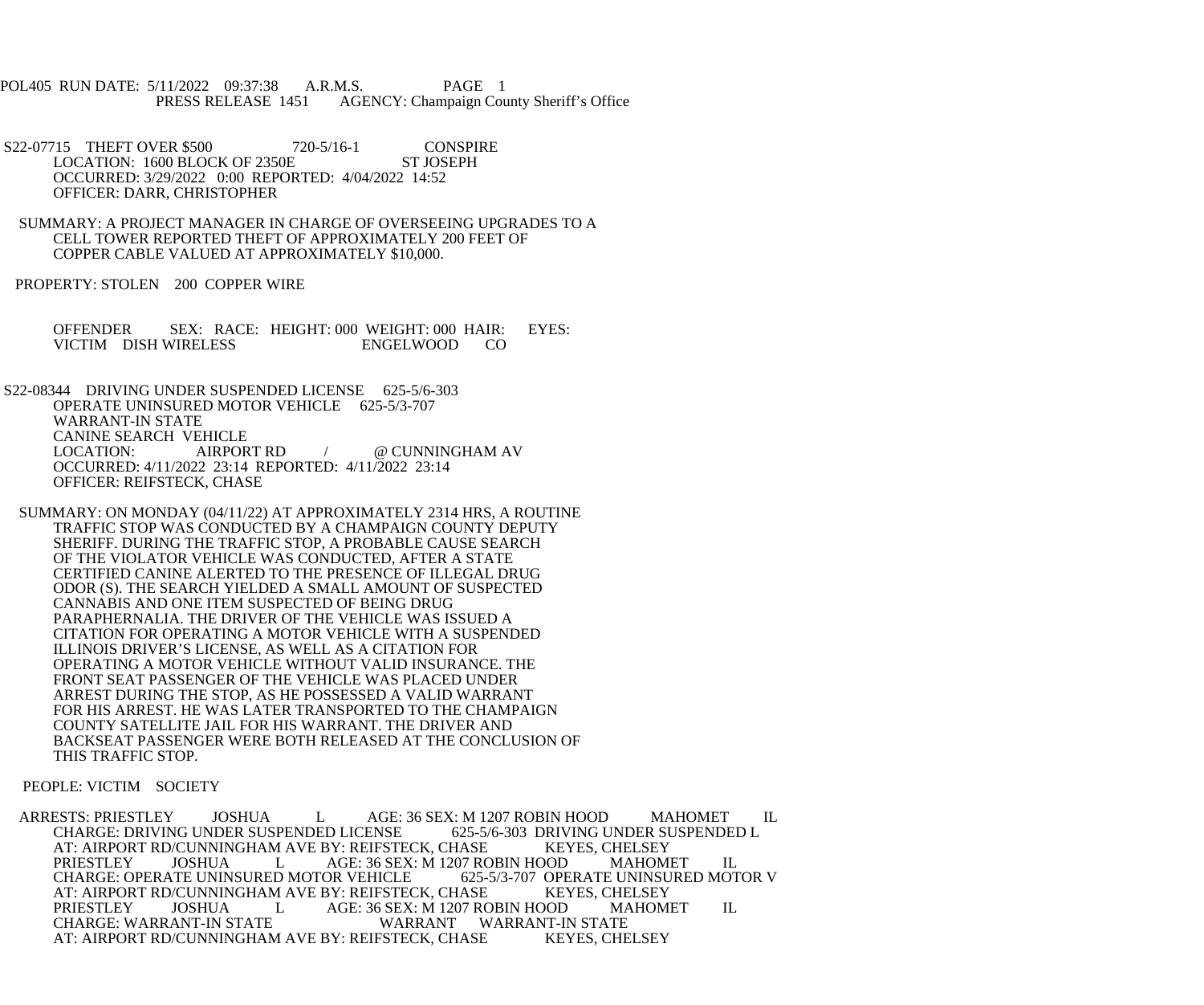POL405 RUN DATE: 5/11/2022 09:37:38 A.R.M.S. PAGE 1
PRESS RELEASE 1451 AGENCY: Champaign County Sheriff's Office

S22-07715 THEFT OVER $500 720-5/16-1 CONSPIRE
LOCATION: 1600 BLOCK OF 2350E ST JOSEPH
OCCURRED: 3/29/2022 0:00 REPORTED: 4/04/2022 14:52
OFFICER: DARR, CHRISTOPHER

SUMMARY: A PROJECT MANAGER IN CHARGE OF OVERSEEING UPGRADES TO A CELL TOWER REPORTED THEFT OF APPROXIMATELY 200 FEET OF COPPER CABLE VALUED AT APPROXIMATELY $10,000.

PROPERTY: STOLEN 200 COPPER WIRE

OFFENDER SEX: RACE: HEIGHT: 000 WEIGHT: 000 HAIR: EYES:
VICTIM DISH WIRELESS ENGELWOOD CO

S22-08344 DRIVING UNDER SUSPENDED LICENSE 625-5/6-303
OPERATE UNINSURED MOTOR VEHICLE 625-5/3-707
WARRANT-IN STATE
CANINE SEARCH VEHICLE
LOCATION: AIRPORT RD / @ CUNNINGHAM AV
OCCURRED: 4/11/2022 23:14 REPORTED: 4/11/2022 23:14
OFFICER: REIFSTECK, CHASE

SUMMARY: ON MONDAY (04/11/22) AT APPROXIMATELY 2314 HRS, A ROUTINE TRAFFIC STOP WAS CONDUCTED BY A CHAMPAIGN COUNTY DEPUTY SHERIFF. DURING THE TRAFFIC STOP, A PROBABLE CAUSE SEARCH OF THE VIOLATOR VEHICLE WAS CONDUCTED, AFTER A STATE CERTIFIED CANINE ALERTED TO THE PRESENCE OF ILLEGAL DRUG ODOR (S). THE SEARCH YIELDED A SMALL AMOUNT OF SUSPECTED CANNABIS AND ONE ITEM SUSPECTED OF BEING DRUG PARAPHERNALIA. THE DRIVER OF THE VEHICLE WAS ISSUED A CITATION FOR OPERATING A MOTOR VEHICLE WITH A SUSPENDED ILLINOIS DRIVER'S LICENSE, AS WELL AS A CITATION FOR OPERATING A MOTOR VEHICLE WITHOUT VALID INSURANCE. THE FRONT SEAT PASSENGER OF THE VEHICLE WAS PLACED UNDER ARREST DURING THE STOP, AS HE POSSESSED A VALID WARRANT FOR HIS ARREST. HE WAS LATER TRANSPORTED TO THE CHAMPAIGN COUNTY SATELLITE JAIL FOR HIS WARRANT. THE DRIVER AND BACKSEAT PASSENGER WERE BOTH RELEASED AT THE CONCLUSION OF THIS TRAFFIC STOP.

PEOPLE: VICTIM SOCIETY

ARRESTS: PRIESTLEY JOSHUA L AGE: 36 SEX: M 1207 ROBIN HOOD MAHOMET IL
CHARGE: DRIVING UNDER SUSPENDED LICENSE 625-5/6-303 DRIVING UNDER SUSPENDED L
AT: AIRPORT RD/CUNNINGHAM AVE BY: REIFSTECK, CHASE KEYES, CHELSEY
PRIESTLEY JOSHUA L AGE: 36 SEX: M 1207 ROBIN HOOD MAHOMET IL
CHARGE: OPERATE UNINSURED MOTOR VEHICLE 625-5/3-707 OPERATE UNINSURED MOTOR V
AT: AIRPORT RD/CUNNINGHAM AVE BY: REIFSTECK, CHASE KEYES, CHELSEY
PRIESTLEY JOSHUA L AGE: 36 SEX: M 1207 ROBIN HOOD MAHOMET IL
CHARGE: WARRANT-IN STATE WARRANT WARRANT-IN STATE
AT: AIRPORT RD/CUNNINGHAM AVE BY: REIFSTECK, CHASE KEYES, CHELSEY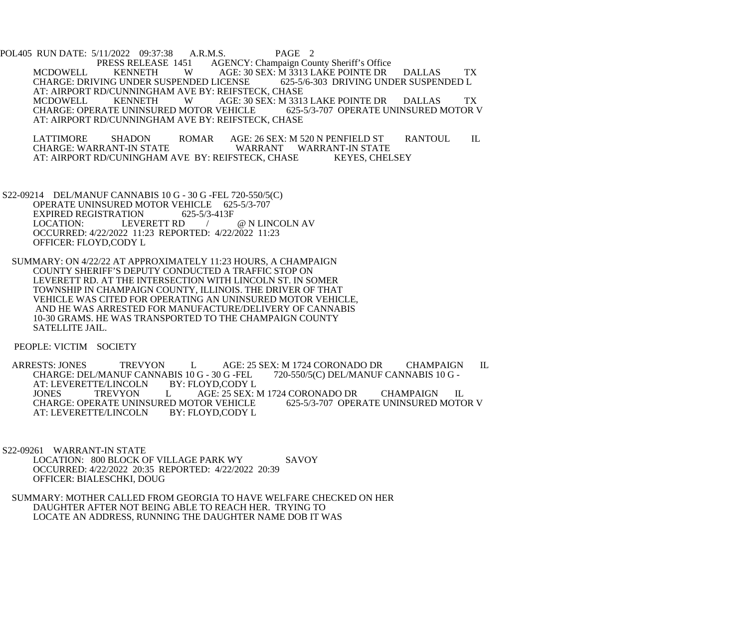POL405 RUN DATE: 5/11/2022 09:37:38 A.R.M.S. PAGE 2

PRESS RELEASE 1451 AGENCY: Champaign County Sheriff's Office

MCDOWELL KENNETH W AGE: 30 SEX: M 3313 LAKE POINTE DR DALLAS TX
CHARGE: DRIVING UNDER SUSPENDED LICENSE 625-5/6-303 DRIVING UNDER SUSPENDED L
AT: AIRPORT RD/CUNNINGHAM AVE BY: REIFSTECK, CHASE

MCDOWELL KENNETH W AGE: 30 SEX: M 3313 LAKE POINTE DR DALLAS TX
CHARGE: OPERATE UNINSURED MOTOR VEHICLE 625-5/3-707 OPERATE UNINSURED MOTOR V
AT: AIRPORT RD/CUNNINGHAM AVE BY: REIFSTECK, CHASE

LATTIMORE SHADON ROMAR AGE: 26 SEX: M 520 N PENFIELD ST RANTOUL IL
CHARGE: WARRANT-IN STATE WARRANT WARRANT-IN STATE
AT: AIRPORT RD/CUNINGHAM AVE BY: REIFSTECK, CHASE KEYES, CHELSEY

S22-09214 DEL/MANUF CANNABIS 10 G - 30 G -FEL 720-550/5(C)
OPERATE UNINSURED MOTOR VEHICLE 625-5/3-707
EXPIRED REGISTRATION 625-5/3-413F
LOCATION: LEVERETT RD / @ N LINCOLN AV
OCCURRED: 4/22/2022 11:23 REPORTED: 4/22/2022 11:23
OFFICER: FLOYD,CODY L

SUMMARY: ON 4/22/22 AT APPROXIMATELY 11:23 HOURS, A CHAMPAIGN COUNTY SHERIFF'S DEPUTY CONDUCTED A TRAFFIC STOP ON LEVERETT RD. AT THE INTERSECTION WITH LINCOLN ST. IN SOMER TOWNSHIP IN CHAMPAIGN COUNTY, ILLINOIS. THE DRIVER OF THAT VEHICLE WAS CITED FOR OPERATING AN UNINSURED MOTOR VEHICLE, AND HE WAS ARRESTED FOR MANUFACTURE/DELIVERY OF CANNABIS 10-30 GRAMS. HE WAS TRANSPORTED TO THE CHAMPAIGN COUNTY SATELLITE JAIL.

PEOPLE: VICTIM SOCIETY

ARRESTS: JONES TREVYON L AGE: 25 SEX: M 1724 CORONADO DR CHAMPAIGN IL
CHARGE: DEL/MANUF CANNABIS 10 G - 30 G -FEL 720-550/5(C) DEL/MANUF CANNABIS 10 G -
AT: LEVERETTE/LINCOLN BY: FLOYD,CODY L

JONES TREVYON L AGE: 25 SEX: M 1724 CORONADO DR CHAMPAIGN IL
CHARGE: OPERATE UNINSURED MOTOR VEHICLE 625-5/3-707 OPERATE UNINSURED MOTOR V
AT: LEVERETTE/LINCOLN BY: FLOYD,CODY L

S22-09261 WARRANT-IN STATE
LOCATION: 800 BLOCK OF VILLAGE PARK WY SAVOY
OCCURRED: 4/22/2022 20:35 REPORTED: 4/22/2022 20:39
OFFICER: BIALESCHKI, DOUG

SUMMARY: MOTHER CALLED FROM GEORGIA TO HAVE WELFARE CHECKED ON HER DAUGHTER AFTER NOT BEING ABLE TO REACH HER. TRYING TO LOCATE AN ADDRESS, RUNNING THE DAUGHTER NAME DOB IT WAS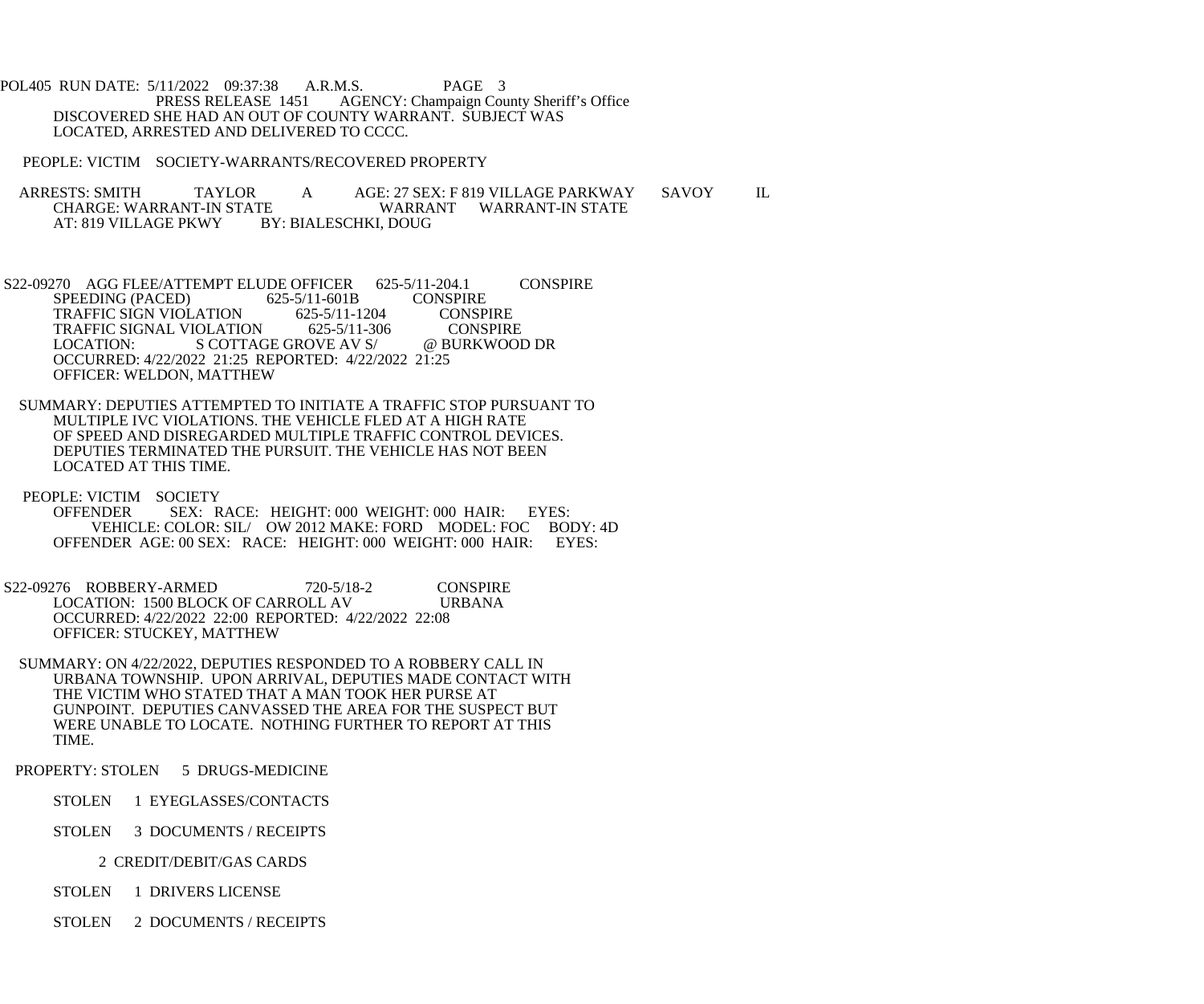POL405 RUN DATE: 5/11/2022 09:37:38 A.R.M.S. PAGE 3
PRESS RELEASE 1451 AGENCY: Champaign County Sheriff's Office

DISCOVERED SHE HAD AN OUT OF COUNTY WARRANT. SUBJECT WAS LOCATED, ARRESTED AND DELIVERED TO CCCC.

PEOPLE: VICTIM SOCIETY-WARRANTS/RECOVERED PROPERTY

ARRESTS: SMITH TAYLOR A AGE: 27 SEX: F 819 VILLAGE PARKWAY SAVOY IL
CHARGE: WARRANT-IN STATE WARRANT WARRANT-IN STATE
AT: 819 VILLAGE PKWY BY: BIALESCHKI, DOUG

S22-09270 AGG FLEE/ATTEMPT ELUDE OFFICER 625-5/11-204.1 CONSPIRE
SPEEDING (PACED) 625-5/11-601B CONSPIRE
TRAFFIC SIGN VIOLATION 625-5/11-1204 CONSPIRE
TRAFFIC SIGNAL VIOLATION 625-5/11-306 CONSPIRE
LOCATION: S COTTAGE GROVE AV S/ @ BURKWOOD DR
OCCURRED: 4/22/2022 21:25 REPORTED: 4/22/2022 21:25
OFFICER: WELDON, MATTHEW

SUMMARY: DEPUTIES ATTEMPTED TO INITIATE A TRAFFIC STOP PURSUANT TO MULTIPLE IVC VIOLATIONS. THE VEHICLE FLED AT A HIGH RATE OF SPEED AND DISREGARDED MULTIPLE TRAFFIC CONTROL DEVICES. DEPUTIES TERMINATED THE PURSUIT. THE VEHICLE HAS NOT BEEN LOCATED AT THIS TIME.

PEOPLE: VICTIM SOCIETY
OFFENDER SEX: RACE: HEIGHT: 000 WEIGHT: 000 HAIR: EYES:
VEHICLE: COLOR: SIL/ OW 2012 MAKE: FORD MODEL: FOC BODY: 4D
OFFENDER AGE: 00 SEX: RACE: HEIGHT: 000 WEIGHT: 000 HAIR: EYES:

S22-09276 ROBBERY-ARMED 720-5/18-2 CONSPIRE
LOCATION: 1500 BLOCK OF CARROLL AV URBANA
OCCURRED: 4/22/2022 22:00 REPORTED: 4/22/2022 22:08
OFFICER: STUCKEY, MATTHEW

SUMMARY: ON 4/22/2022, DEPUTIES RESPONDED TO A ROBBERY CALL IN URBANA TOWNSHIP. UPON ARRIVAL, DEPUTIES MADE CONTACT WITH THE VICTIM WHO STATED THAT A MAN TOOK HER PURSE AT GUNPOINT. DEPUTIES CANVASSED THE AREA FOR THE SUSPECT BUT WERE UNABLE TO LOCATE. NOTHING FURTHER TO REPORT AT THIS TIME.

PROPERTY: STOLEN 5 DRUGS-MEDICINE

STOLEN 1 EYEGLASSES/CONTACTS

STOLEN 3 DOCUMENTS / RECEIPTS

2 CREDIT/DEBIT/GAS CARDS

STOLEN 1 DRIVERS LICENSE

STOLEN 2 DOCUMENTS / RECEIPTS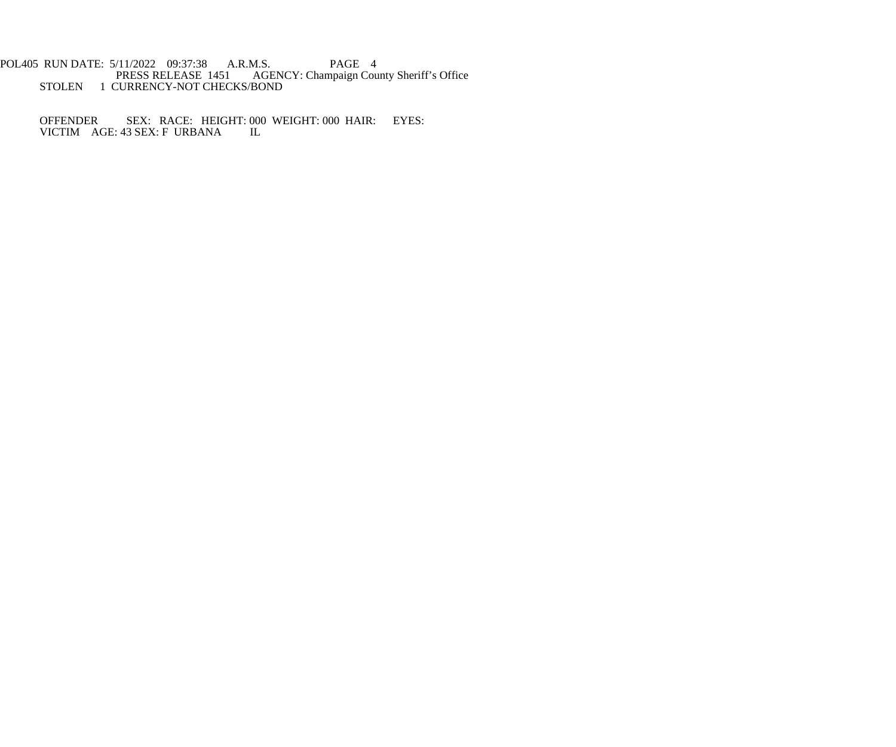STOLEN 1 CURRENCY-NOT CHECKS/BOND

OFFENDER SEX: RACE: HEIGHT: 000 WEIGHT: 000 HAIR: EYES:
VICTIM AGE: 43 SEX: F URBANA IL